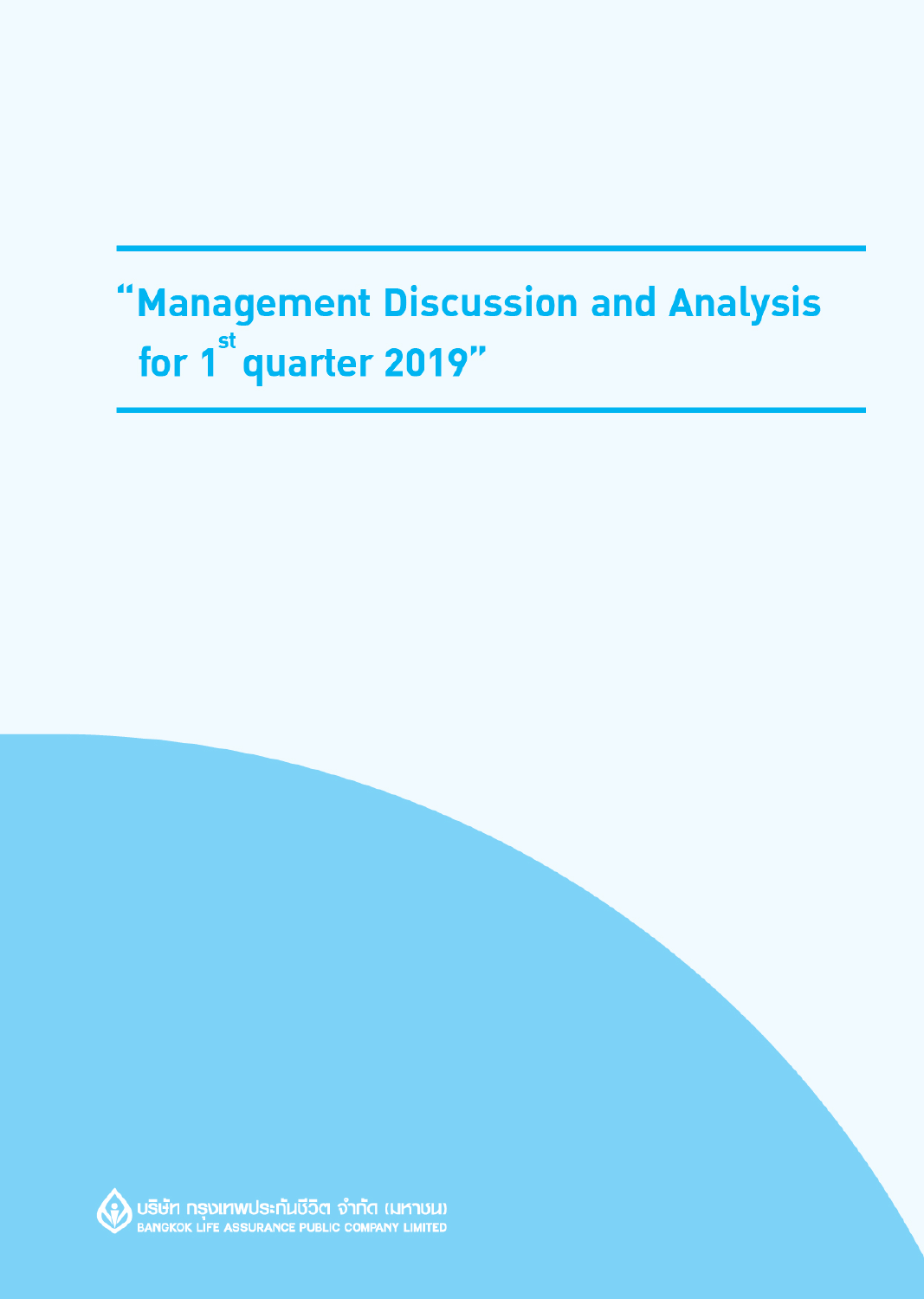# "Management Discussion and Analysis for 1st quarter 2019"

บริษัท กรุงเทพประกันชีวิต จำกัด (มหาชน)
BANGKOK LIFE ASSURANCE PUBLIC COMPANY LIMITED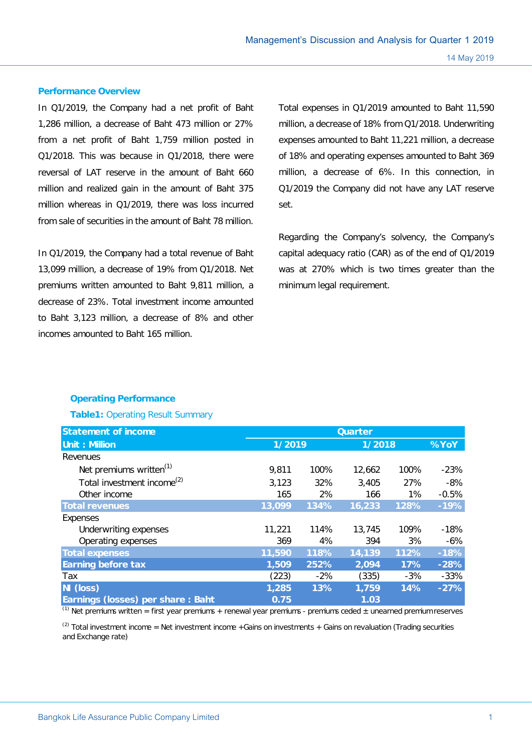## Performance Overview

In Q1/2019, the Company had a net profit of Baht 1,286 million, a decrease of Baht 473 million or 27% from a net profit of Baht 1,759 million posted in Q1/2018. This was because in Q1/2018, there were reversal of LAT reserve in the amount of Baht 660 million and realized gain in the amount of Baht 375 million whereas in Q1/2019, there was loss incurred from sale of securities in the amount of Baht 78 million.

In Q1/2019, the Company had a total revenue of Baht 13,099 million, a decrease of 19% from Q1/2018. Net premiums written amounted to Baht 9,811 million, a decrease of 23%. Total investment income amounted to Baht 3,123 million, a decrease of 8% and other incomes amounted to Baht 165 million.

Total expenses in Q1/2019 amounted to Baht 11,590 million, a decrease of 18% from Q1/2018. Underwriting expenses amounted to Baht 11,221 million, a decrease of 18% and operating expenses amounted to Baht 369 million, a decrease of 6%. In this connection, in Q1/2019 the Company did not have any LAT reserve set.

Regarding the Company's solvency, the Company's capital adequacy ratio (CAR) as of the end of Q1/2019 was at 270% which is two times greater than the minimum legal requirement.

## Operating Performance

**Table1:** Operating Result Summary

| Statement of income | Quarter | | | | |
|---|---|---|---|---|---|
| Unit : Million | 1/2019 | | 1/2018 | | %YoY |
| Revenues | | | | | |
| Net premiums written[1] | 9,811 | 100% | 12,662 | 100% | -23% |
| Total investment income[2] | 3,123 | 32% | 3,405 | 27% | -8% |
| Other income | 165 | 2% | 166 | 1% | -0.5% |
| **Total revenues** | **13,099** | **134%** | **16,233** | **128%** | **-19%** |
| Expenses | | | | | |
| Underwriting expenses | 11,221 | 114% | 13,745 | 109% | -18% |
| Operating expenses | 369 | 4% | 394 | 3% | -6% |
| **Total expenses** | **11,590** | **118%** | **14,139** | **112%** | **-18%** |
| **Earning before tax** | **1,509** | **252%** | **2,094** | **17%** | **-28%** |
| Tax | (223) | -2% | (335) | -3% | -33% |
| **NI (loss)** | **1,285** | **13%** | **1,759** | **14%** | **-27%** |
| **Earnings (losses) per share : Baht** | **0.75** | | **1.03** | | |

[1] Net premiums written = first year premiums + renewal year premiums - premiums ceded ± unearned premium reserves

[2] Total investment income = Net investment income +Gains on investments + Gains on revaluation (Trading securities and Exchange rate)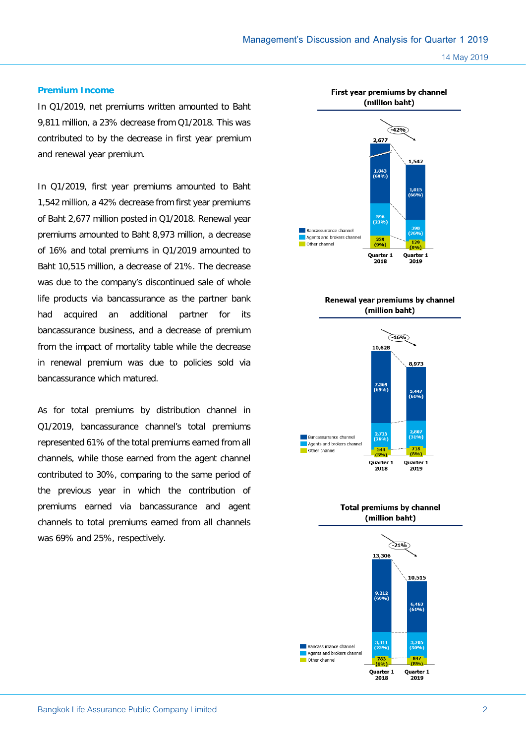## Premium Income

In Q1/2019, net premiums written amounted to Baht 9,811 million, a 23% decrease from Q1/2018. This was contributed to by the decrease in first year premium and renewal year premium.

In Q1/2019, first year premiums amounted to Baht 1,542 million, a 42% decrease from first year premiums of Baht 2,677 million posted in Q1/2018. Renewal year premiums amounted to Baht 8,973 million, a decrease of 16% and total premiums in Q1/2019 amounted to Baht 10,515 million, a decrease of 21%. The decrease was due to the company's discontinued sale of whole life products via bancassurance as the partner bank had acquired an additional partner for its bancassurance business, and a decrease of premium from the impact of mortality table while the decrease in renewal premium was due to policies sold via bancassurance which matured.

As for total premiums by distribution channel in Q1/2019, bancassurance channel's total premiums represented 61% of the total premiums earned from all channels, while those earned from the agent channel contributed to 30%, comparing to the same period of the previous year in which the contribution of premiums earned via bancassurance and agent channels to total premiums earned from all channels was 69% and 25%, respectively.

**First year premiums by channel (million baht)**

-42%

2,677
1,843 (69%)
596 (22%)
239 (9%)
Quarter 1 2018

1,542
1,015 (66%)
398 (26%)
129 (8%)
Quarter 1 2019

Bancassurance channel
Agents and brokers channel
Other channel

**Renewal year premiums by channel (million baht)**

-16%

10,628
7,369 (69%)
2,715 (26%)
544 (5%)
Quarter 1 2018

8,973
5,447 (61%)
2,807 (31%)
718 (8%)
Quarter 1 2019

Bancassurance channel
Agents and brokers channel
Other channel

**Total premiums by channel (million baht)**

-21%

13,306
9,212 (69%)
3,311 (25%)
783 (6%)
Quarter 1 2018

10,515
6,462 (61%)
3,205 (30%)
847 (8%)
Quarter 1 2019

Bancassurance channel
Agents and brokers channel
Other channel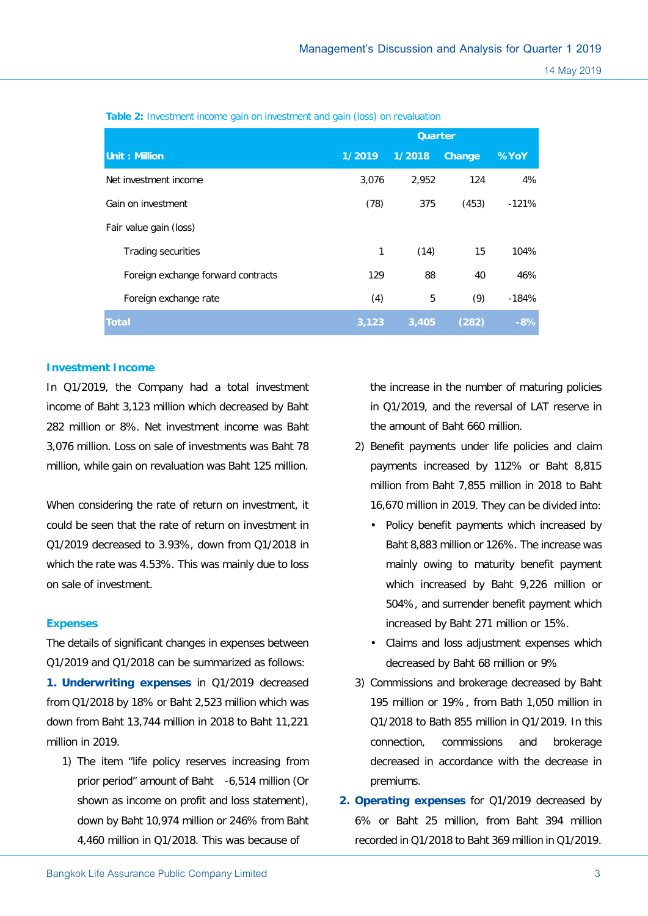**Table 2:** Investment income gain on investment and gain (loss) on revaluation

| Unit : Million | Quarter | | | |
|---|---|---|---|---|
| | 1/2019 | 1/2018 | Change | %YoY |
| Net investment income | 3,076 | 2,952 | 124 | 4% |
| Gain on investment | (78) | 375 | (453) | -121% |
| Fair value gain (loss) | | | | |
| Trading securities | 1 | (14) | 15 | 104% |
| Foreign exchange forward contracts | 129 | 88 | 40 | 46% |
| Foreign exchange rate | (4) | 5 | (9) | -184% |
| **Total** | **3,123** | **3,405** | **(282)** | **-8%** |

### Investment Income

In Q1/2019, the Company had a total investment income of Baht 3,123 million which decreased by Baht 282 million or 8%. Net investment income was Baht 3,076 million. Loss on sale of investments was Baht 78 million, while gain on revaluation was Baht 125 million.

When considering the rate of return on investment, it could be seen that the rate of return on investment in Q1/2019 decreased to 3.93%, down from Q1/2018 in which the rate was 4.53%. This was mainly due to loss on sale of investment.

### Expenses

The details of significant changes in expenses between Q1/2019 and Q1/2018 can be summarized as follows:

**1. Underwriting expenses** in Q1/2019 decreased from Q1/2018 by 18% or Baht 2,523 million which was down from Baht 13,744 million in 2018 to Baht 11,221 million in 2019.

1) The item "life policy reserves increasing from prior period" amount of Baht -6,514 million (Or shown as income on profit and loss statement), down by Baht 10,974 million or 246% from Baht 4,460 million in Q1/2018. This was because of the increase in the number of maturing policies in Q1/2019, and the reversal of LAT reserve in the amount of Baht 660 million.

2) Benefit payments under life policies and claim payments increased by 112% or Baht 8,815 million from Baht 7,855 million in 2018 to Baht 16,670 million in 2019. They can be divided into:
   - Policy benefit payments which increased by Baht 8,883 million or 126%. The increase was mainly owing to maturity benefit payment which increased by Baht 9,226 million or 504%, and surrender benefit payment which increased by Baht 271 million or 15%.
   - Claims and loss adjustment expenses which decreased by Baht 68 million or 9%

3) Commissions and brokerage decreased by Baht 195 million or 19%, from Bath 1,050 million in Q1/2018 to Bath 855 million in Q1/2019. In this connection, commissions and brokerage decreased in accordance with the decrease in premiums.

**2. Operating expenses** for Q1/2019 decreased by 6% or Baht 25 million, from Baht 394 million recorded in Q1/2018 to Baht 369 million in Q1/2019.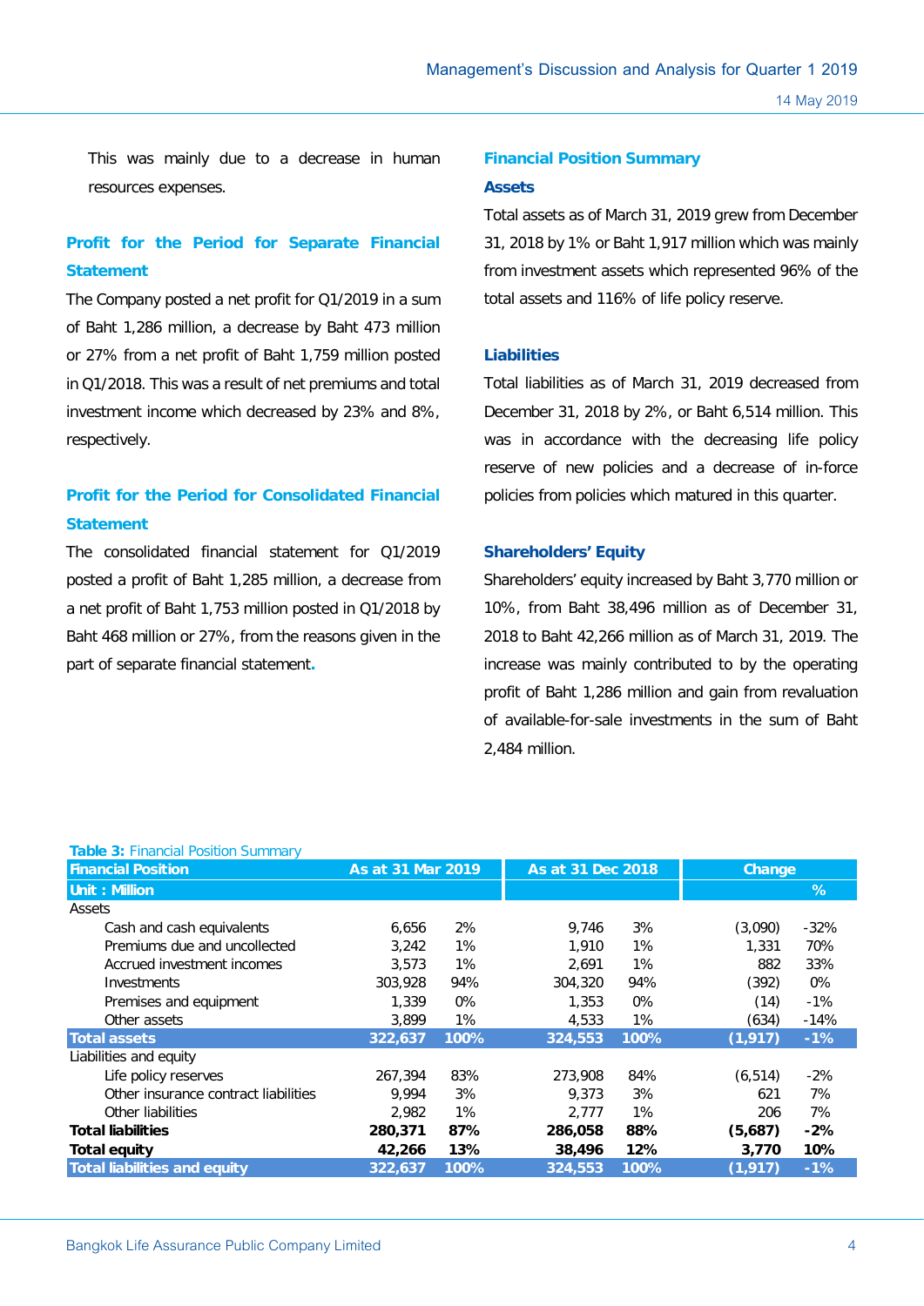This was mainly due to a decrease in human resources expenses.

### Profit for the Period for Separate Financial Statement

The Company posted a net profit for Q1/2019 in a sum of Baht 1,286 million, a decrease by Baht 473 million or 27% from a net profit of Baht 1,759 million posted in Q1/2018. This was a result of net premiums and total investment income which decreased by 23% and 8%, respectively.

### Profit for the Period for Consolidated Financial Statement

The consolidated financial statement for Q1/2019 posted a profit of Baht 1,285 million, a decrease from a net profit of Baht 1,753 million posted in Q1/2018 by Baht 468 million or 27%, from the reasons given in the part of separate financial statement.

### Financial Position Summary

#### Assets

Total assets as of March 31, 2019 grew from December 31, 2018 by 1% or Baht 1,917 million which was mainly from investment assets which represented 96% of the total assets and 116% of life policy reserve.

#### Liabilities

Total liabilities as of March 31, 2019 decreased from December 31, 2018 by 2%, or Baht 6,514 million. This was in accordance with the decreasing life policy reserve of new policies and a decrease of in-force policies from policies which matured in this quarter.

#### Shareholders' Equity

Shareholders' equity increased by Baht 3,770 million or 10%, from Baht 38,496 million as of December 31, 2018 to Baht 42,266 million as of March 31, 2019. The increase was mainly contributed to by the operating profit of Baht 1,286 million and gain from revaluation of available-for-sale investments in the sum of Baht 2,484 million.

**Table 3:** Financial Position Summary

| Financial Position | As at 31 Mar 2019 | | As at 31 Dec 2018 | | Change | |
|---|---|---|---|---|---|---|
| Unit : Million | | | | | | % |
| Assets | | | | | | |
| Cash and cash equivalents | 6,656 | 2% | 9,746 | 3% | (3,090) | -32% |
| Premiums due and uncollected | 3,242 | 1% | 1,910 | 1% | 1,331 | 70% |
| Accrued investment incomes | 3,573 | 1% | 2,691 | 1% | 882 | 33% |
| Investments | 303,928 | 94% | 304,320 | 94% | (392) | 0% |
| Premises and equipment | 1,339 | 0% | 1,353 | 0% | (14) | -1% |
| Other assets | 3,899 | 1% | 4,533 | 1% | (634) | -14% |
| **Total assets** | **322,637** | **100%** | **324,553** | **100%** | **(1,917)** | **-1%** |
| Liabilities and equity | | | | | | |
| Life policy reserves | 267,394 | 83% | 273,908 | 84% | (6,514) | -2% |
| Other insurance contract liabilities | 9,994 | 3% | 9,373 | 3% | 621 | 7% |
| Other liabilities | 2,982 | 1% | 2,777 | 1% | 206 | 7% |
| **Total liabilities** | **280,371** | **87%** | **286,058** | **88%** | **(5,687)** | **-2%** |
| **Total equity** | **42,266** | **13%** | **38,496** | **12%** | **3,770** | **10%** |
| **Total liabilities and equity** | **322,637** | **100%** | **324,553** | **100%** | **(1,917)** | **-1%** |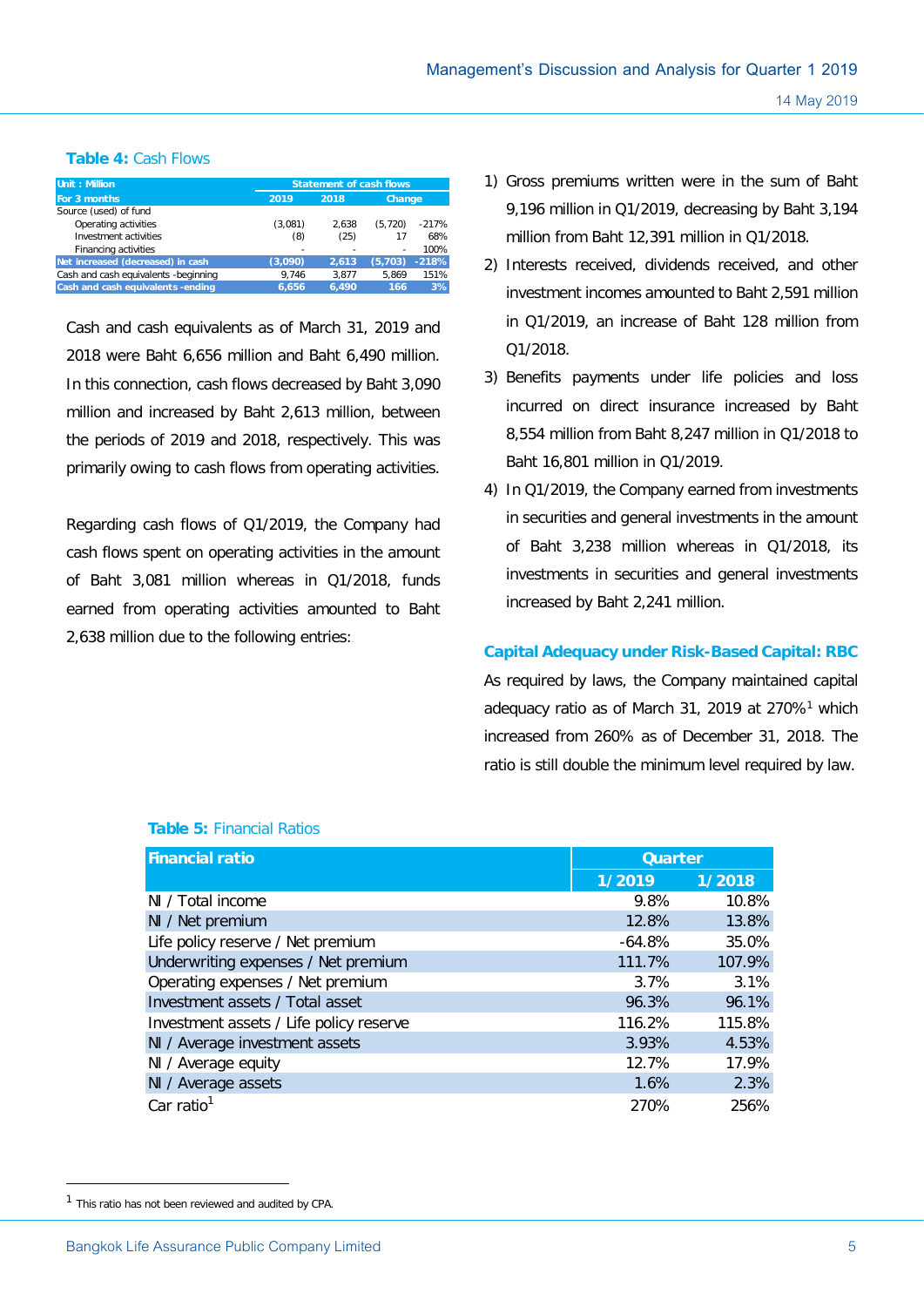**Table 4:** Cash Flows

| Unit : Million | Statement of cash flows | | | |
|---|---|---|---|---|
| For 3 months | 2019 | 2018 | Change | |
| Source (used) of fund | | | | |
| Operating activities | (3,081) | 2,638 | (5,720) | -217% |
| Investment activities | (8) | (25) | 17 | 68% |
| Financing activities | - | - | - | 100% |
| **Net increased (decreased) in cash** | **(3,090)** | **2,613** | **(5,703)** | **-218%** |
| Cash and cash equivalents -beginning | 9,746 | 3,877 | 5,869 | 151% |
| **Cash and cash equivalents -ending** | **6,656** | **6,490** | **166** | **3%** |

Cash and cash equivalents as of March 31, 2019 and 2018 were Baht 6,656 million and Baht 6,490 million. In this connection, cash flows decreased by Baht 3,090 million and increased by Baht 2,613 million, between the periods of 2019 and 2018, respectively. This was primarily owing to cash flows from operating activities.

Regarding cash flows of Q1/2019, the Company had cash flows spent on operating activities in the amount of Baht 3,081 million whereas in Q1/2018, funds earned from operating activities amounted to Baht 2,638 million due to the following entries:

1) Gross premiums written were in the sum of Baht 9,196 million in Q1/2019, decreasing by Baht 3,194 million from Baht 12,391 million in Q1/2018.
2) Interests received, dividends received, and other investment incomes amounted to Baht 2,591 million in Q1/2019, an increase of Baht 128 million from Q1/2018.
3) Benefits payments under life policies and loss incurred on direct insurance increased by Baht 8,554 million from Baht 8,247 million in Q1/2018 to Baht 16,801 million in Q1/2019.
4) In Q1/2019, the Company earned from investments in securities and general investments in the amount of Baht 3,238 million whereas in Q1/2018, its investments in securities and general investments increased by Baht 2,241 million.

**Capital Adequacy under Risk-Based Capital: RBC**

As required by laws, the Company maintained capital adequacy ratio as of March 31, 2019 at 270%[1] which increased from 260% as of December 31, 2018. The ratio is still double the minimum level required by law.

**Table 5:** Financial Ratios

| Financial ratio | Quarter | |
|---|---|---|
| | 1/2019 | 1/2018 |
| NI / Total income | 9.8% | 10.8% |
| NI / Net premium | 12.8% | 13.8% |
| Life policy reserve / Net premium | -64.8% | 35.0% |
| Underwriting expenses / Net premium | 111.7% | 107.9% |
| Operating expenses / Net premium | 3.7% | 3.1% |
| Investment assets / Total asset | 96.3% | 96.1% |
| Investment assets / Life policy reserve | 116.2% | 115.8% |
| NI / Average investment assets | 3.93% | 4.53% |
| NI / Average equity | 12.7% | 17.9% |
| NI / Average assets | 1.6% | 2.3% |
| Car ratio[1] | 270% | 256% |

[1] This ratio has not been reviewed and audited by CPA.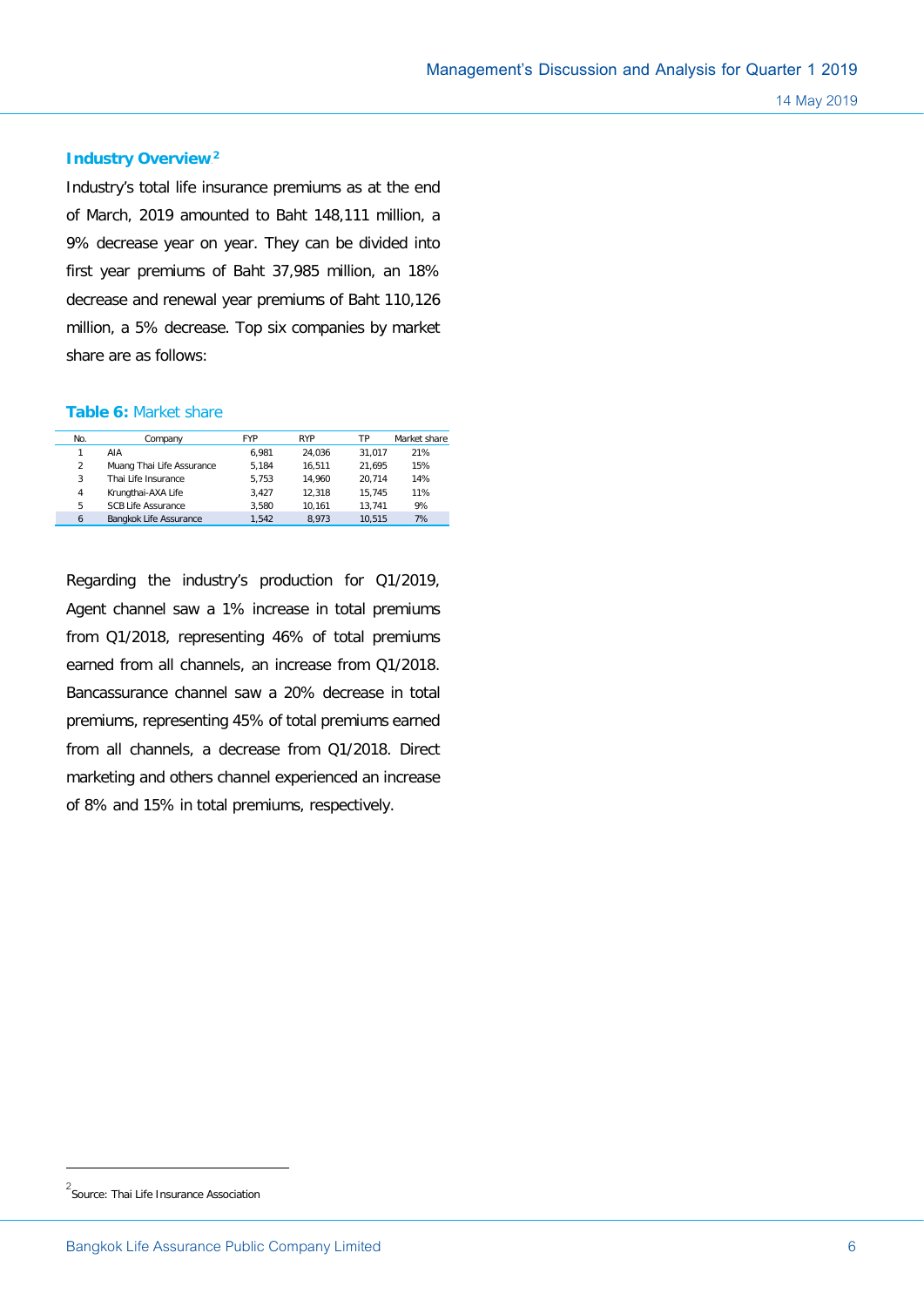### Industry Overview[2]

Industry's total life insurance premiums as at the end of March, 2019 amounted to Baht 148,111 million, a 9% decrease year on year. They can be divided into first year premiums of Baht 37,985 million, an 18% decrease and renewal year premiums of Baht 110,126 million, a 5% decrease. Top six companies by market share are as follows:

**Table 6:** Market share

| No. | Company | FYP | RYP | TP | Market share |
|---|---|---|---|---|---|
| 1 | AIA | 6,981 | 24,036 | 31,017 | 21% |
| 2 | Muang Thai Life Assurance | 5,184 | 16,511 | 21,695 | 15% |
| 3 | Thai Life Insurance | 5,753 | 14,960 | 20,714 | 14% |
| 4 | Krungthai-AXA Life | 3,427 | 12,318 | 15,745 | 11% |
| 5 | SCB Life Assurance | 3,580 | 10,161 | 13,741 | 9% |
| 6 | Bangkok Life Assurance | 1,542 | 8,973 | 10,515 | 7% |

Regarding the industry's production for Q1/2019, Agent channel saw a 1% increase in total premiums from Q1/2018, representing 46% of total premiums earned from all channels, an increase from Q1/2018. Bancassurance channel saw a 20% decrease in total premiums, representing 45% of total premiums earned from all channels, a decrease from Q1/2018. Direct marketing and others channel experienced an increase of 8% and 15% in total premiums, respectively.

[2] Source: Thai Life Insurance Association